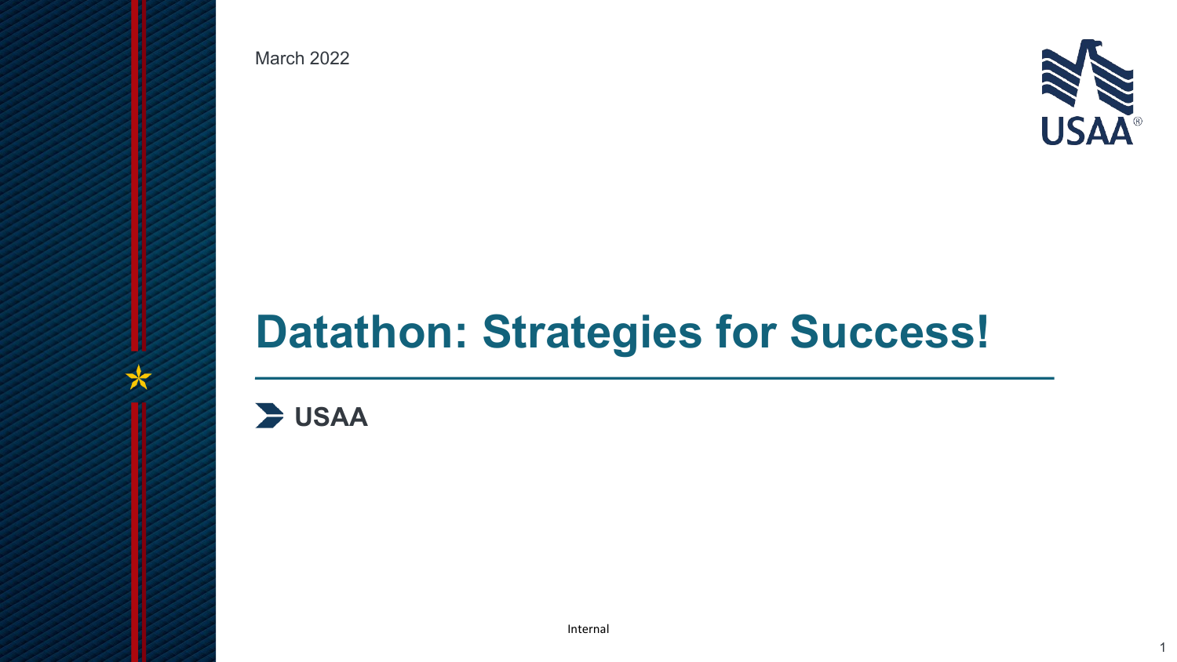March 2022

# Datathon: Strategies for Success!

**USAA**

Internal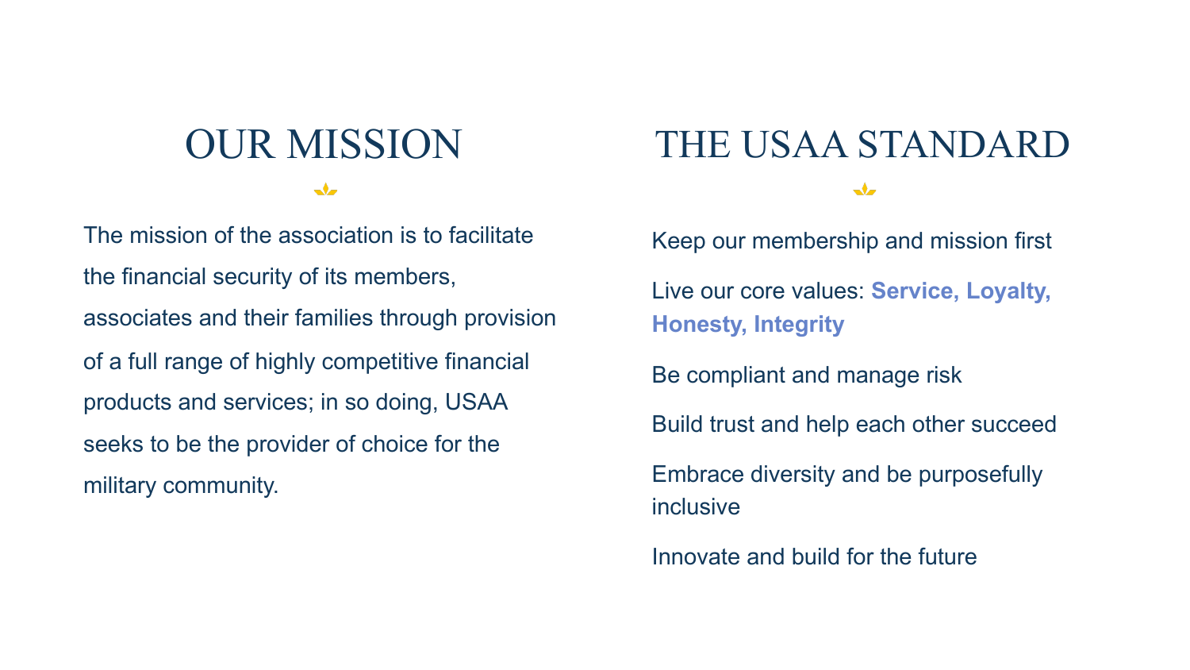# OUR MISSION

The mission of the association is to facilitate the financial security of its members, associates and their families through provision of a full range of highly competitive financial products and services; in so doing, USAA seeks to be the provider of choice for the military community.

# THE USAA STANDARD

Keep our membership and mission first

Live our core values: **Service, Loyalty, Honesty, Integrity**

Be compliant and manage risk

Build trust and help each other succeed

Embrace diversity and be purposefully inclusive

Innovate and build for the future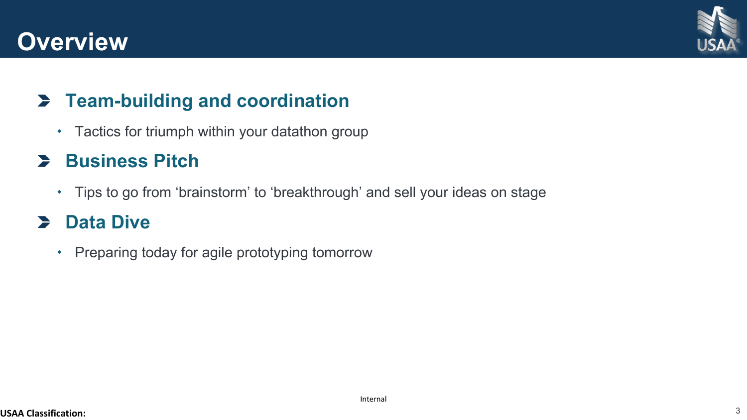# Overview

## Team-building and coordination

- Tactics for triumph within your datathon group

## Business Pitch

- Tips to go from ‘brainstorm’ to ‘breakthrough’ and sell your ideas on stage

## Data Dive

- Preparing today for agile prototyping tomorrow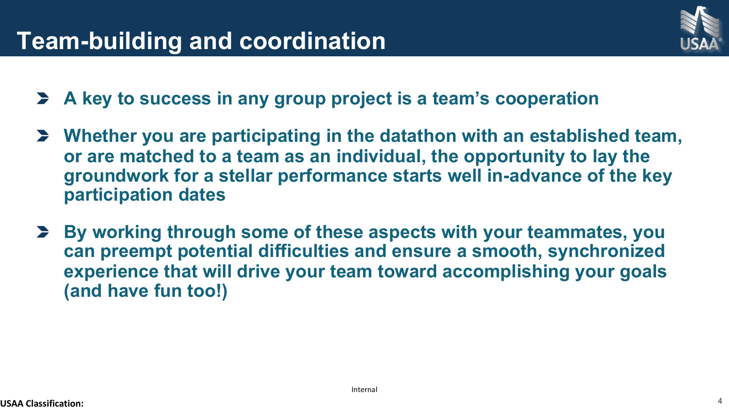# Team-building and coordination

- **A key to success in any group project is a team's cooperation**
- **Whether you are participating in the datathon with an established team, or are matched to a team as an individual, the opportunity to lay the groundwork for a stellar performance starts well in-advance of the key participation dates**
- **By working through some of these aspects with your teammates, you can preempt potential difficulties and ensure a smooth, synchronized experience that will drive your team toward accomplishing your goals (and have fun too!)**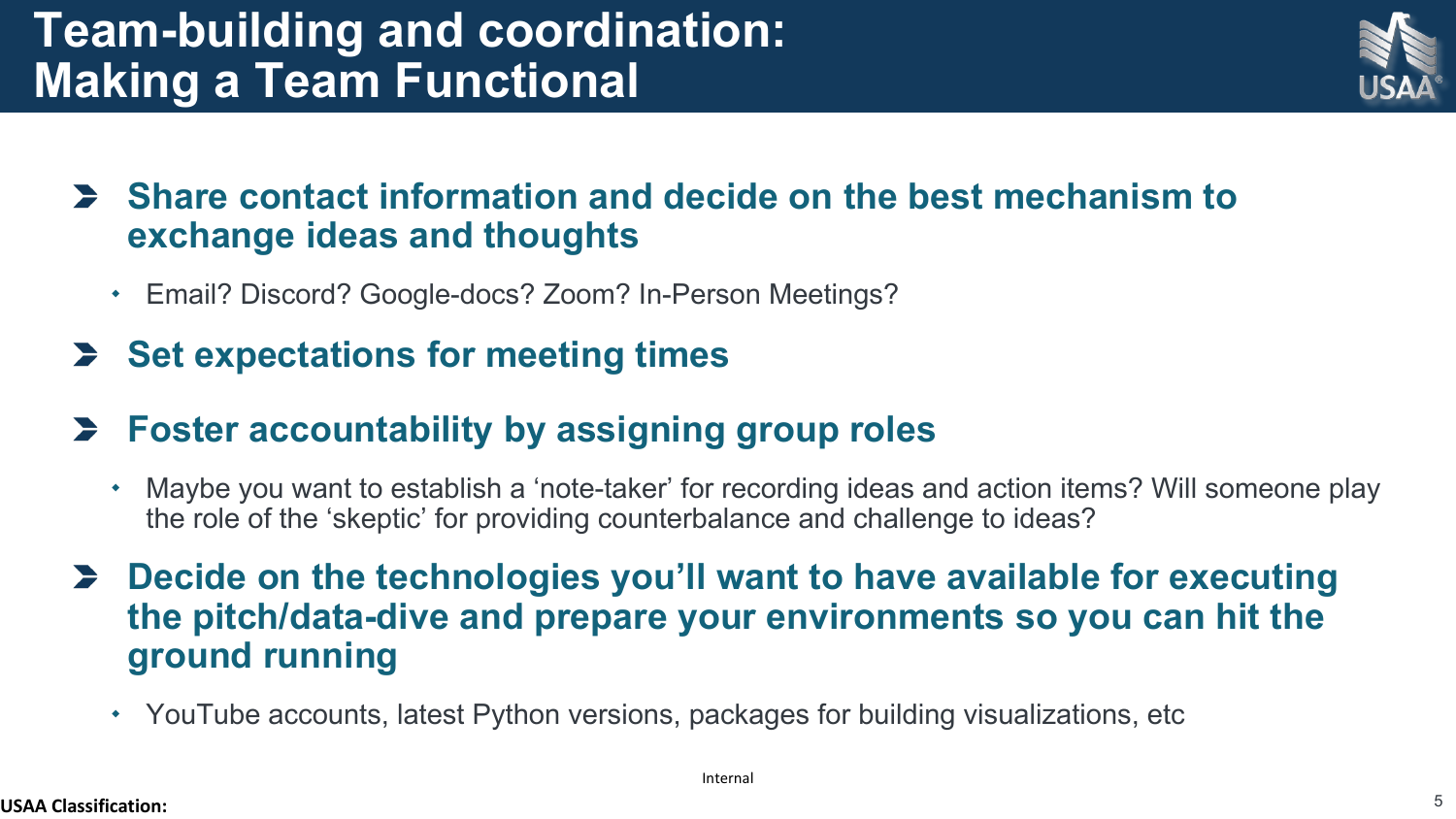# Team-building and coordination: Making a Team Functional

- **Share contact information and decide on the best mechanism to exchange ideas and thoughts**
  - Email? Discord? Google-docs? Zoom? In-Person Meetings?
- **Set expectations for meeting times**
- **Foster accountability by assigning group roles**
  - Maybe you want to establish a 'note-taker' for recording ideas and action items? Will someone play the role of the 'skeptic' for providing counterbalance and challenge to ideas?
- **Decide on the technologies you'll want to have available for executing the pitch/data-dive and prepare your environments so you can hit the ground running**
  - YouTube accounts, latest Python versions, packages for building visualizations, etc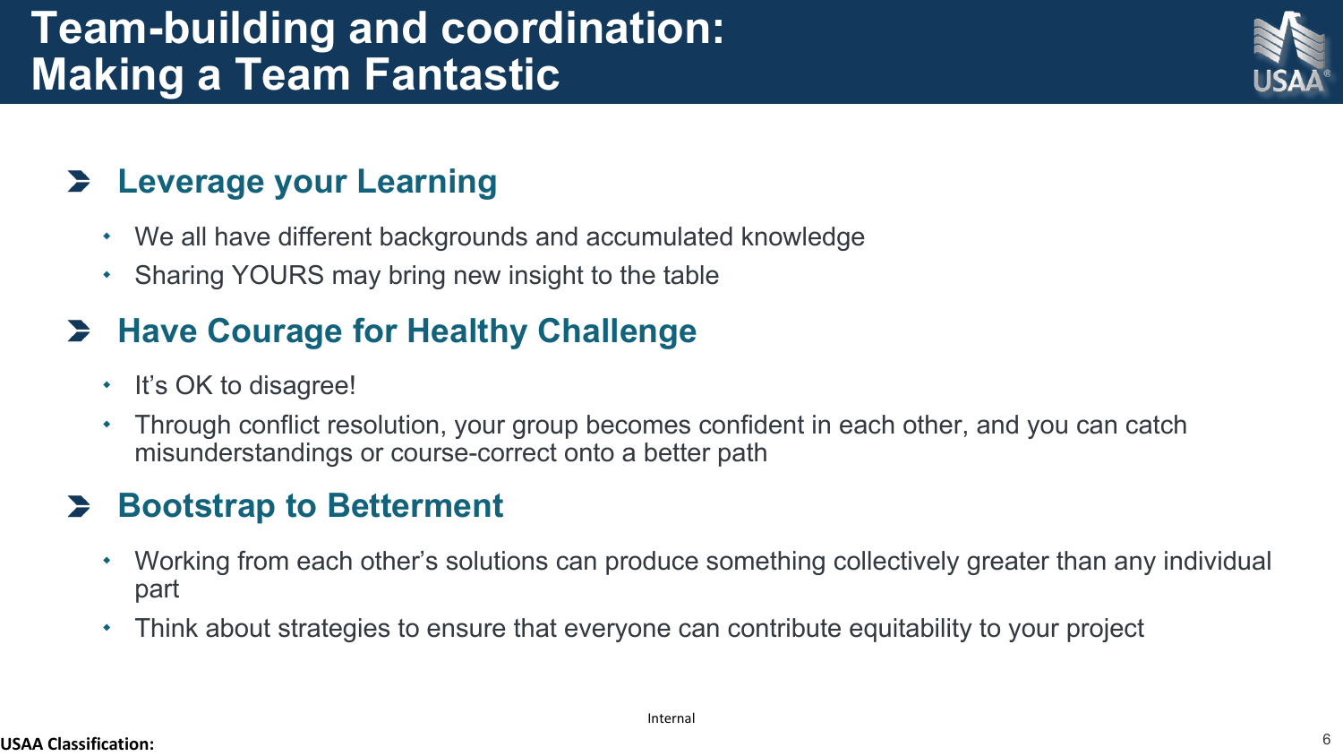# Team-building and coordination: Making a Team Fantastic

## Leverage your Learning

- We all have different backgrounds and accumulated knowledge
- Sharing YOURS may bring new insight to the table

## Have Courage for Healthy Challenge

- It's OK to disagree!
- Through conflict resolution, your group becomes confident in each other, and you can catch misunderstandings or course-correct onto a better path

## Bootstrap to Betterment

- Working from each other's solutions can produce something collectively greater than any individual part
- Think about strategies to ensure that everyone can contribute equitability to your project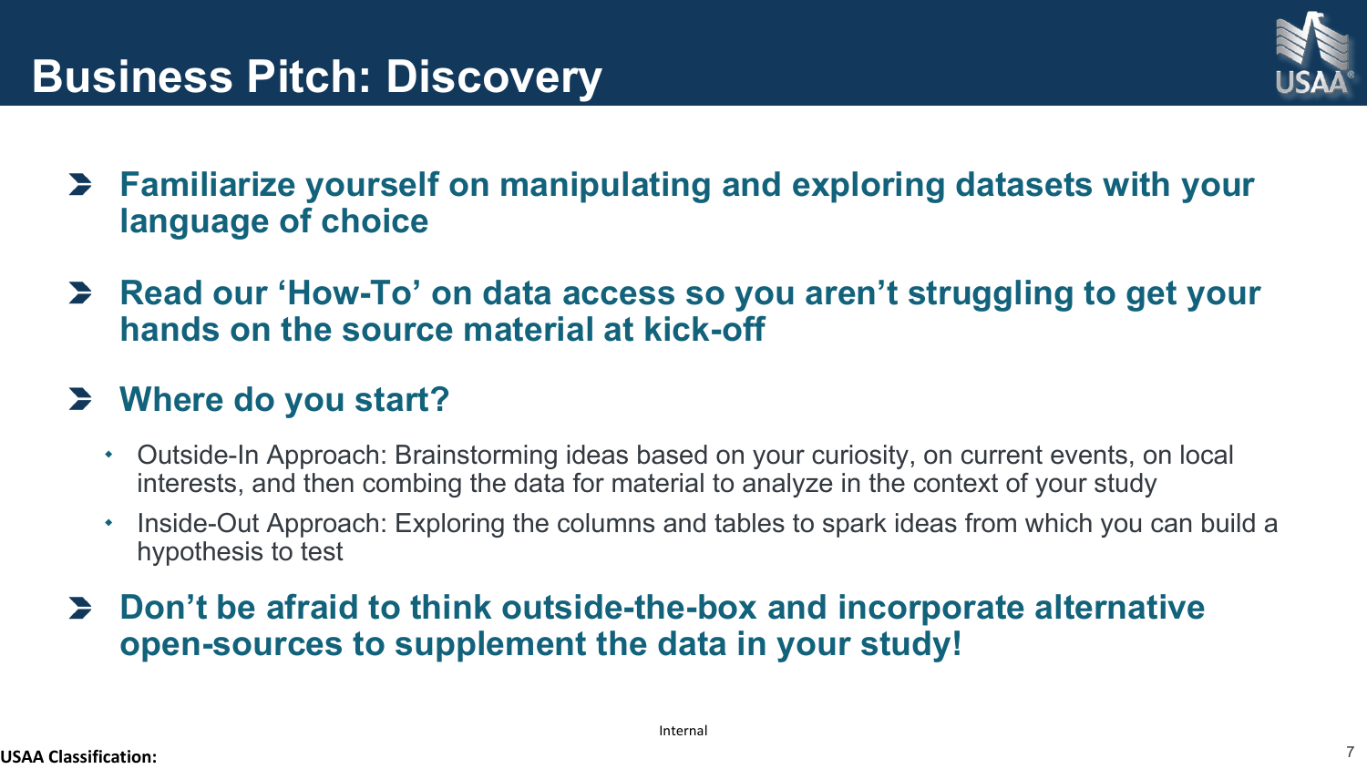# Business Pitch: Discovery

- **Familiarize yourself on manipulating and exploring datasets with your language of choice**

- **Read our 'How-To' on data access so you aren't struggling to get your hands on the source material at kick-off**

- **Where do you start?**
  - Outside-In Approach: Brainstorming ideas based on your curiosity, on current events, on local interests, and then combing the data for material to analyze in the context of your study
  - Inside-Out Approach: Exploring the columns and tables to spark ideas from which you can build a hypothesis to test

- **Don't be afraid to think outside-the-box and incorporate alternative open-sources to supplement the data in your study!**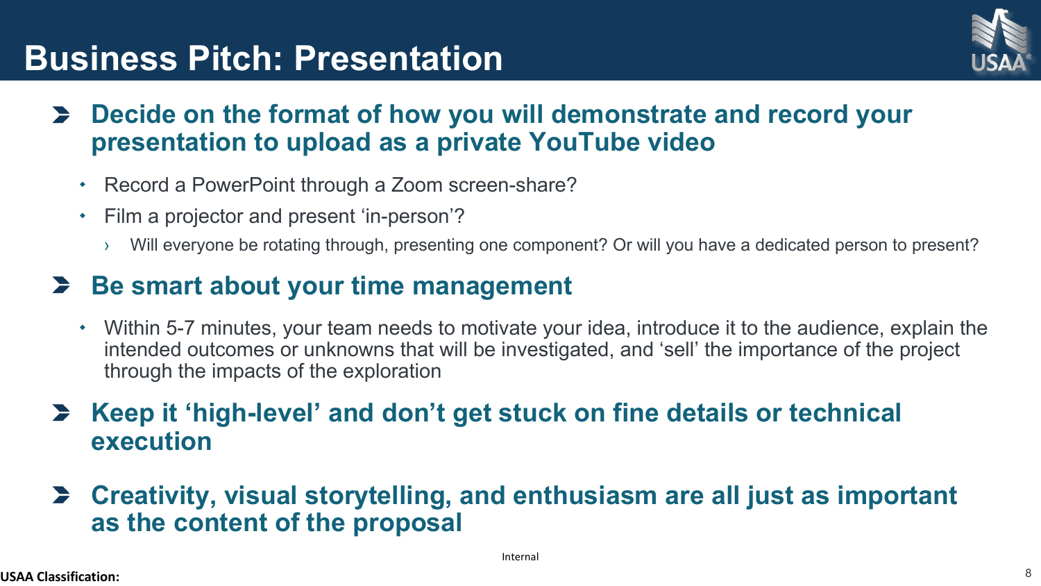# Business Pitch: Presentation

- **Decide on the format of how you will demonstrate and record your presentation to upload as a private YouTube video**
  - Record a PowerPoint through a Zoom screen-share?
  - Film a projector and present 'in-person'?
    - Will everyone be rotating through, presenting one component? Or will you have a dedicated person to present?
- **Be smart about your time management**
  - Within 5-7 minutes, your team needs to motivate your idea, introduce it to the audience, explain the intended outcomes or unknowns that will be investigated, and 'sell' the importance of the project through the impacts of the exploration
- **Keep it 'high-level' and don't get stuck on fine details or technical execution**
- **Creativity, visual storytelling, and enthusiasm are all just as important as the content of the proposal**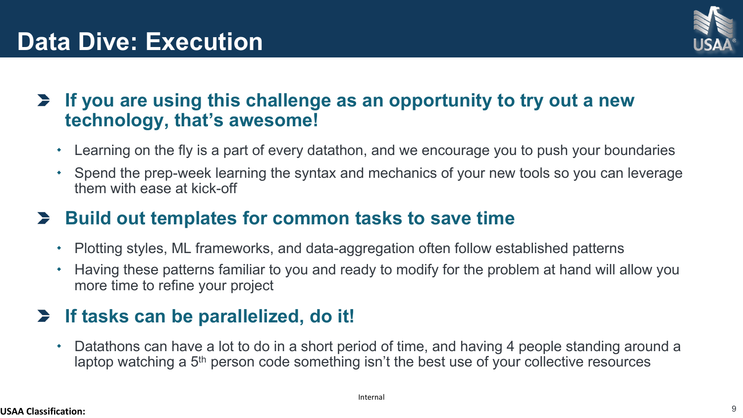# Data Dive: Execution

## If you are using this challenge as an opportunity to try out a new technology, that's awesome!

- Learning on the fly is a part of every datathon, and we encourage you to push your boundaries
- Spend the prep-week learning the syntax and mechanics of your new tools so you can leverage them with ease at kick-off

## Build out templates for common tasks to save time

- Plotting styles, ML frameworks, and data-aggregation often follow established patterns
- Having these patterns familiar to you and ready to modify for the problem at hand will allow you more time to refine your project

## If tasks can be parallelized, do it!

- Datathons can have a lot to do in a short period of time, and having 4 people standing around a laptop watching a 5th person code something isn't the best use of your collective resources

Internal

USAA Classification: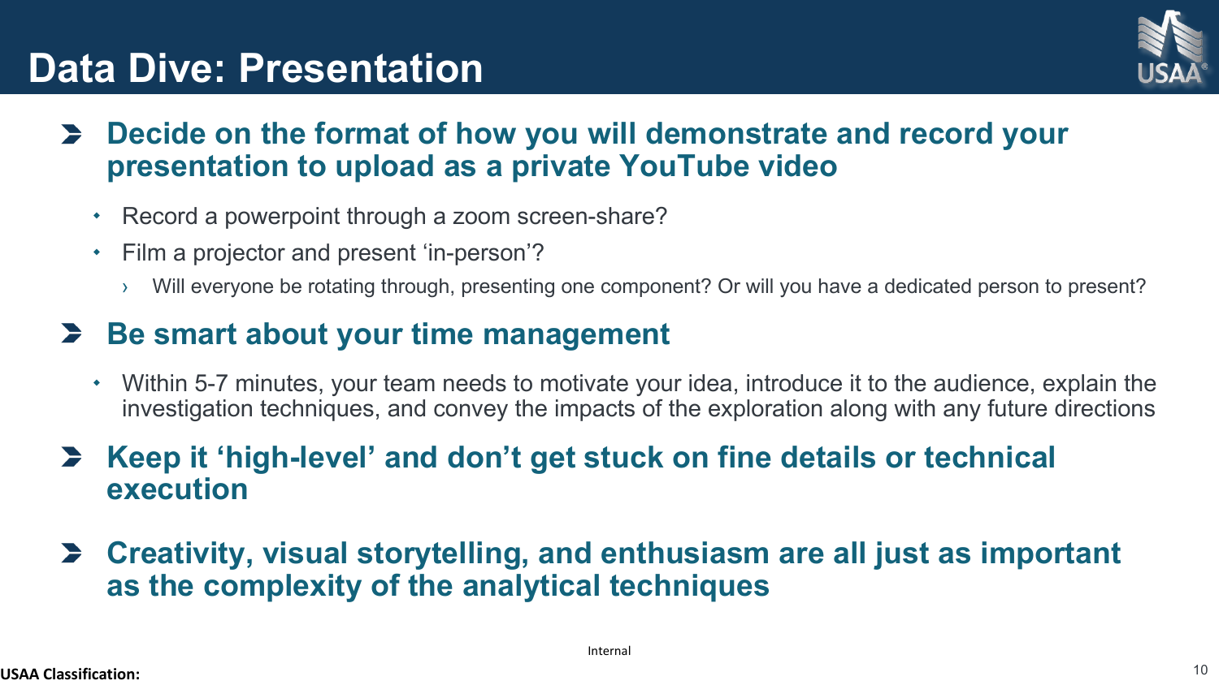# Data Dive: Presentation

- **Decide on the format of how you will demonstrate and record your presentation to upload as a private YouTube video**
  - Record a powerpoint through a zoom screen-share?
  - Film a projector and present 'in-person'?
    - Will everyone be rotating through, presenting one component? Or will you have a dedicated person to present?
- **Be smart about your time management**
  - Within 5-7 minutes, your team needs to motivate your idea, introduce it to the audience, explain the investigation techniques, and convey the impacts of the exploration along with any future directions
- **Keep it 'high-level' and don't get stuck on fine details or technical execution**
- **Creativity, visual storytelling, and enthusiasm are all just as important as the complexity of the analytical techniques**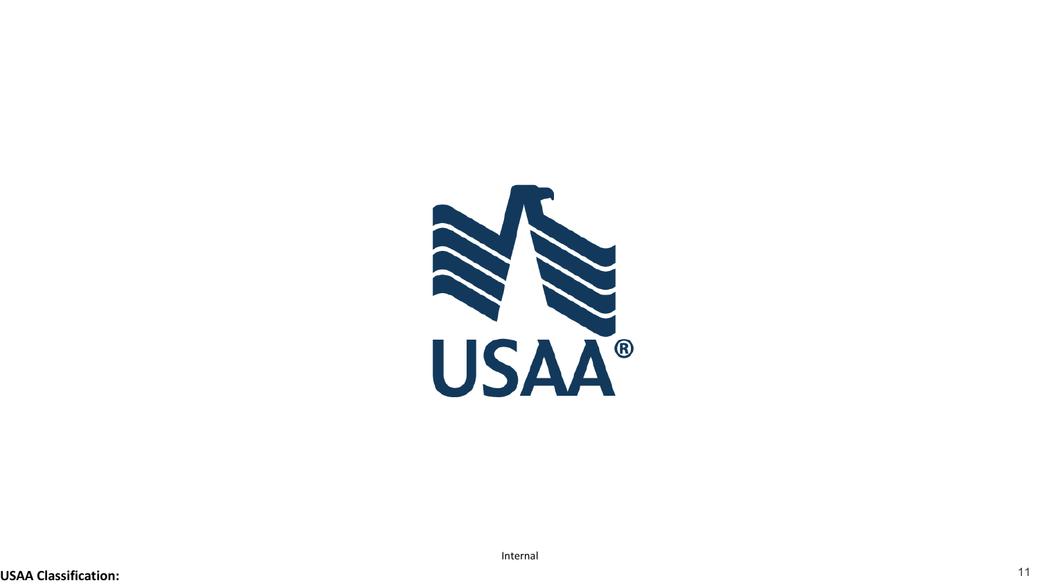USAA®